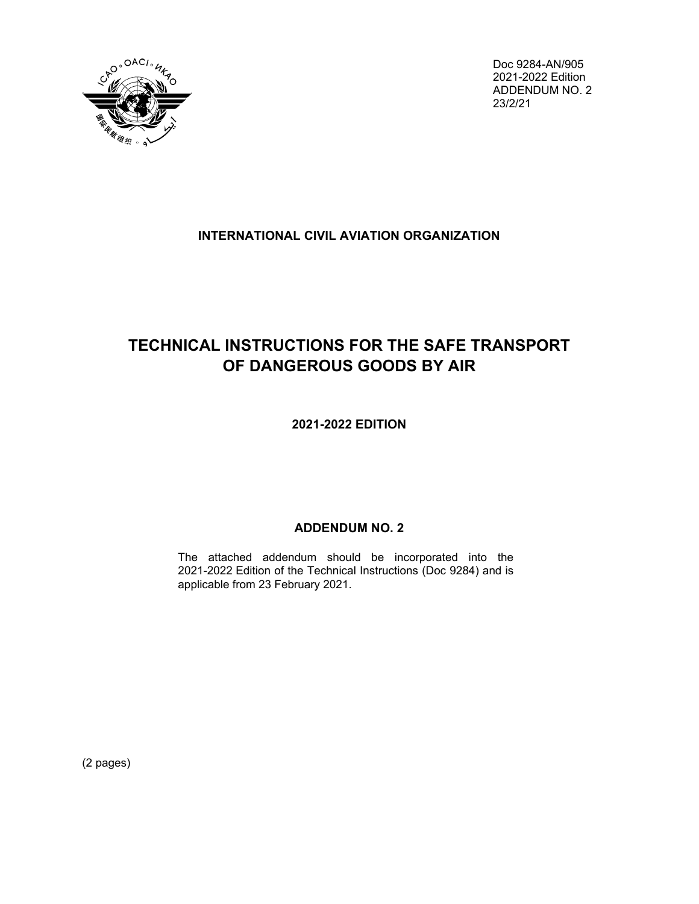Doc 9284-AN/905
2021-2022 Edition
ADDENDUM NO. 2
23/2/21

**INTERNATIONAL CIVIL AVIATION ORGANIZATION**

# TECHNICAL INSTRUCTIONS FOR THE SAFE TRANSPORT OF DANGEROUS GOODS BY AIR

**2021-2022 EDITION**

## ADDENDUM NO. 2

The attached addendum should be incorporated into the 2021-2022 Edition of the Technical Instructions (Doc 9284) and is applicable from 23 February 2021.

(2 pages)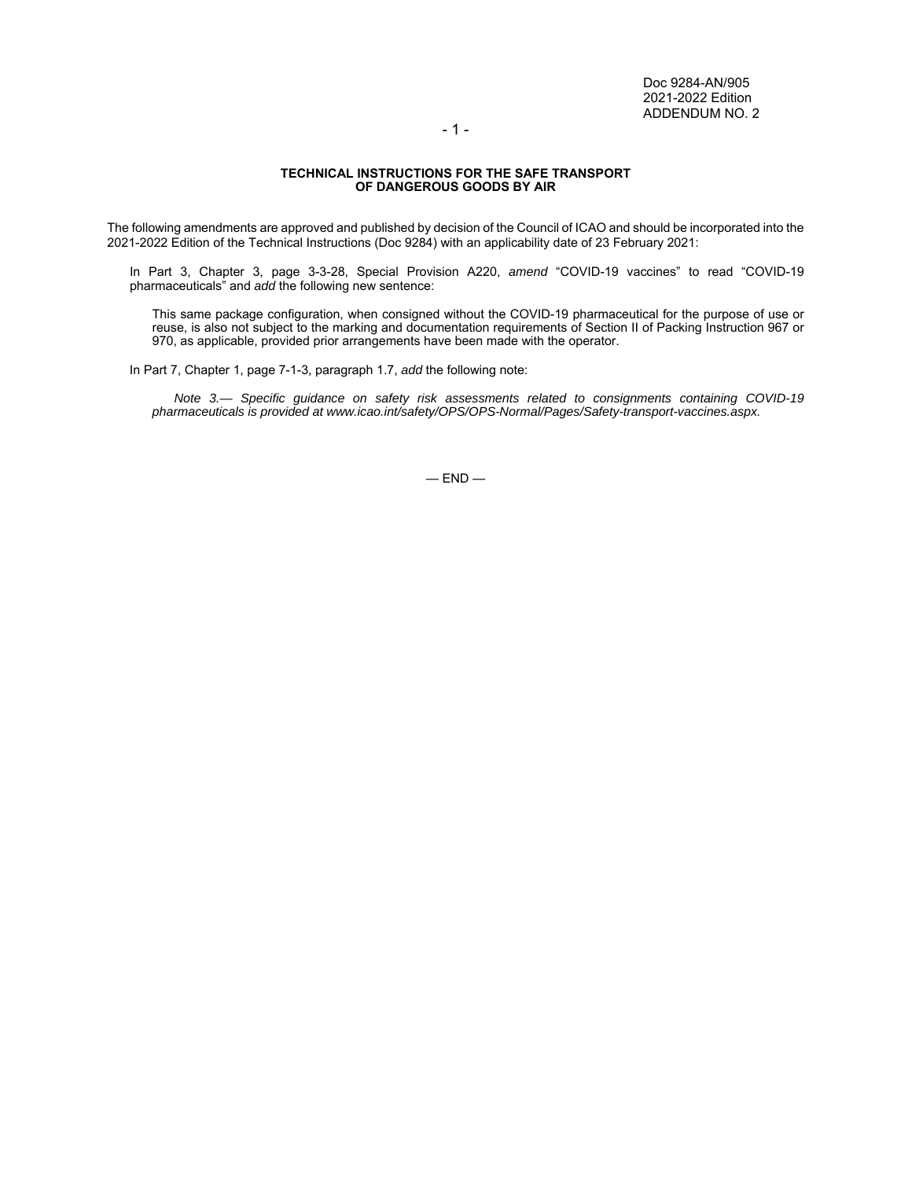Doc 9284-AN/905
2021-2022 Edition
ADDENDUM NO. 2

**TECHNICAL INSTRUCTIONS FOR THE SAFE TRANSPORT OF DANGEROUS GOODS BY AIR**

The following amendments are approved and published by decision of the Council of ICAO and should be incorporated into the 2021-2022 Edition of the Technical Instructions (Doc 9284) with an applicability date of 23 February 2021:

In Part 3, Chapter 3, page 3-3-28, Special Provision A220, *amend* "COVID-19 vaccines" to read "COVID-19 pharmaceuticals" and *add* the following new sentence:

> This same package configuration, when consigned without the COVID-19 pharmaceutical for the purpose of use or reuse, is also not subject to the marking and documentation requirements of Section II of Packing Instruction 967 or 970, as applicable, provided prior arrangements have been made with the operator.

In Part 7, Chapter 1, page 7-1-3, paragraph 1.7, *add* the following note:

> *Note 3.— Specific guidance on safety risk assessments related to consignments containing COVID-19 pharmaceuticals is provided at www.icao.int/safety/OPS/OPS-Normal/Pages/Safety-transport-vaccines.aspx.*

— END —